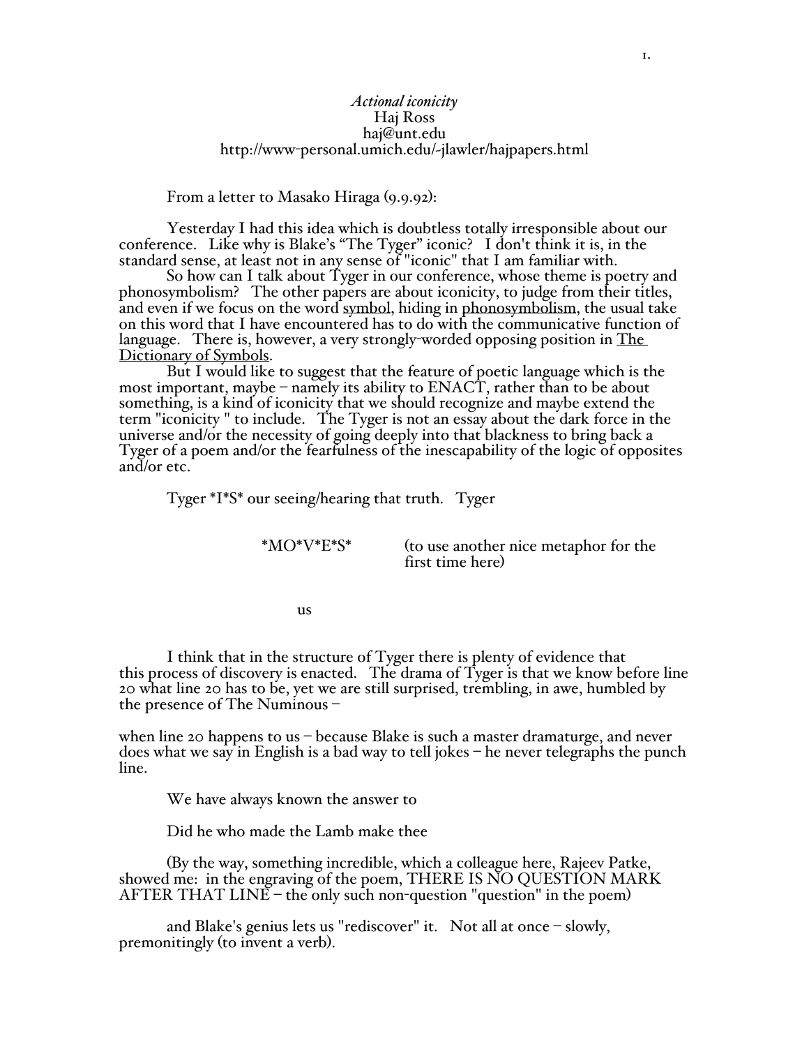*Actional iconicity*
Haj Ross
haj@unt.edu
http://www-personal.umich.edu/~jlawler/hajpapers.html

From a letter to Masako Hiraga (9.9.92):

Yesterday I had this idea which is doubtless totally irresponsible about our conference. Like why is Blake's "The Tyger" iconic? I don't think it is, in the standard sense, at least not in any sense of "iconic" that I am familiar with.

So how can I talk about Tyger in our conference, whose theme is poetry and phonosymbolism? The other papers are about iconicity, to judge from their titles, and even if we focus on the word symbol, hiding in phonosymbolism, the usual take on this word that I have encountered has to do with the communicative function of language. There is, however, a very strongly-worded opposing position in The Dictionary of Symbols.

But I would like to suggest that the feature of poetic language which is the most important, maybe – namely its ability to ENACT, rather than to be about something, is a kind of iconicity that we should recognize and maybe extend the term "iconicity " to include. The Tyger is not an essay about the dark force in the universe and/or the necessity of going deeply into that blackness to bring back a Tyger of a poem and/or the fearfulness of the inescapability of the logic of opposites and/or etc.

Tyger *I*S* our seeing/hearing that truth. Tyger

*MO*V*E*S* (to use another nice metaphor for the first time here)

us

I think that in the structure of Tyger there is plenty of evidence that this process of discovery is enacted. The drama of Tyger is that we know before line 20 what line 20 has to be, yet we are still surprised, trembling, in awe, humbled by the presence of The Numinous –

when line 20 happens to us – because Blake is such a master dramaturge, and never does what we say in English is a bad way to tell jokes – he never telegraphs the punch line.

We have always known the answer to

Did he who made the Lamb make thee

(By the way, something incredible, which a colleague here, Rajeev Patke, showed me: in the engraving of the poem, THERE IS NO QUESTION MARK AFTER THAT LINE – the only such non-question "question" in the poem)

and Blake's genius lets us "rediscover" it. Not all at once – slowly, premonitingly (to invent a verb).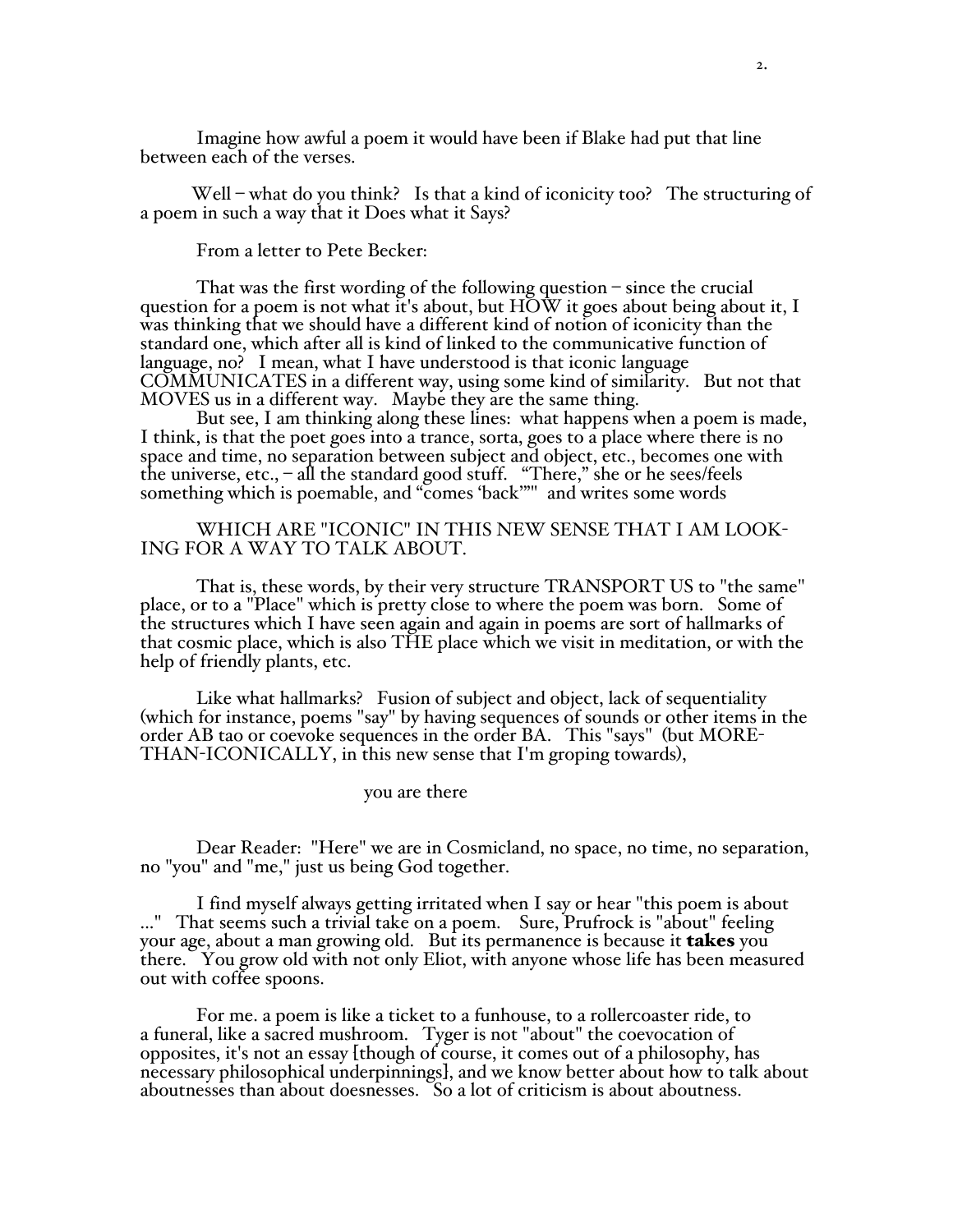Imagine how awful a poem it would have been if Blake had put that line between each of the verses.

Well – what do you think? Is that a kind of iconicity too? The structuring of a poem in such a way that it Does what it Says?

From a letter to Pete Becker:

That was the first wording of the following question – since the crucial question for a poem is not what it's about, but HOW it goes about being about it, I was thinking that we should have a different kind of notion of iconicity than the standard one, which after all is kind of linked to the communicative function of language, no? I mean, what I have understood is that iconic language COMMUNICATES in a different way, using some kind of similarity. But not that MOVES us in a different way. Maybe they are the same thing.

But see, I am thinking along these lines: what happens when a poem is made, I think, is that the poet goes into a trance, sorta, goes to a place where there is no space and time, no separation between subject and object, etc., becomes one with the universe, etc., – all the standard good stuff. "There," she or he sees/feels something which is poemable, and "comes 'back'"" and writes some words

WHICH ARE "ICONIC" IN THIS NEW SENSE THAT I AM LOOKING FOR A WAY TO TALK ABOUT.

That is, these words, by their very structure TRANSPORT US to "the same" place, or to a "Place" which is pretty close to where the poem was born. Some of the structures which I have seen again and again in poems are sort of hallmarks of that cosmic place, which is also THE place which we visit in meditation, or with the help of friendly plants, etc.

Like what hallmarks? Fusion of subject and object, lack of sequentiality (which for instance, poems "say" by having sequences of sounds or other items in the order AB tao or coevoke sequences in the order BA. This "says" (but MORE-THAN-ICONICALLY, in this new sense that I'm groping towards),

you are there

Dear Reader: "Here" we are in Cosmicland, no space, no time, no separation, no "you" and "me," just us being God together.

I find myself always getting irritated when I say or hear "this poem is about ..." That seems such a trivial take on a poem. Sure, Prufrock is "about" feeling your age, about a man growing old. But its permanence is because it **takes** you there. You grow old with not only Eliot, with anyone whose life has been measured out with coffee spoons.

For me. a poem is like a ticket to a funhouse, to a rollercoaster ride, to a funeral, like a sacred mushroom. Tyger is not "about" the coevocation of opposites, it's not an essay [though of course, it comes out of a philosophy, has necessary philosophical underpinnings], and we know better about how to talk about aboutnesses than about doesnesses. So a lot of criticism is about aboutness.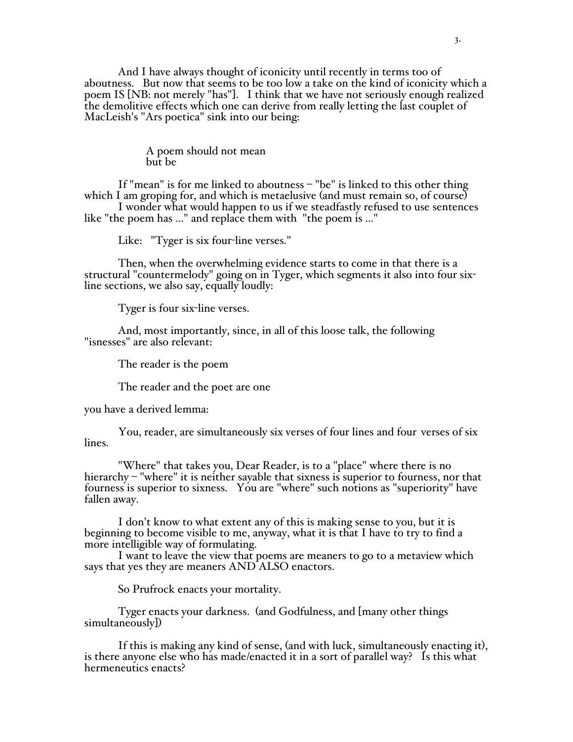And I have always thought of iconicity until recently in terms too of aboutness. But now that seems to be too low a take on the kind of iconicity which a poem IS [NB: not merely "has"]. I think that we have not seriously enough realized the demolitive effects which one can derive from really letting the last couplet of MacLeish's "Ars poetica" sink into our being:

> A poem should not mean
> but be

If "mean" is for me linked to aboutness – "be" is linked to this other thing which I am groping for, and which is metaelusive (and must remain so, of course)

I wonder what would happen to us if we steadfastly refused to use sentences like "the poem has ..." and replace them with "the poem is ..."

Like: "Tyger is six four-line verses."

Then, when the overwhelming evidence starts to come in that there is a structural "countermelody" going on in Tyger, which segments it also into four six-line sections, we also say, equally loudly:

Tyger is four six-line verses.

And, most importantly, since, in all of this loose talk, the following "isnesses" are also relevant:

The reader is the poem

The reader and the poet are one

you have a derived lemma:

You, reader, are simultaneously six verses of four lines and four verses of six lines.

"Where" that takes you, Dear Reader, is to a "place" where there is no hierarchy – "where" it is neither sayable that sixness is superior to fourness, nor that fourness is superior to sixness. You are "where" such notions as "superiority" have fallen away.

I don't know to what extent any of this is making sense to you, but it is beginning to become visible to me, anyway, what it is that I have to try to find a more intelligible way of formulating.

I want to leave the view that poems are meaners to go to a metaview which says that yes they are meaners AND ALSO enactors.

So Prufrock enacts your mortality.

Tyger enacts your darkness. (and Godfulness, and [many other things simultaneously])

If this is making any kind of sense, (and with luck, simultaneously enacting it), is there anyone else who has made/enacted it in a sort of parallel way? Is this what hermeneutics enacts?